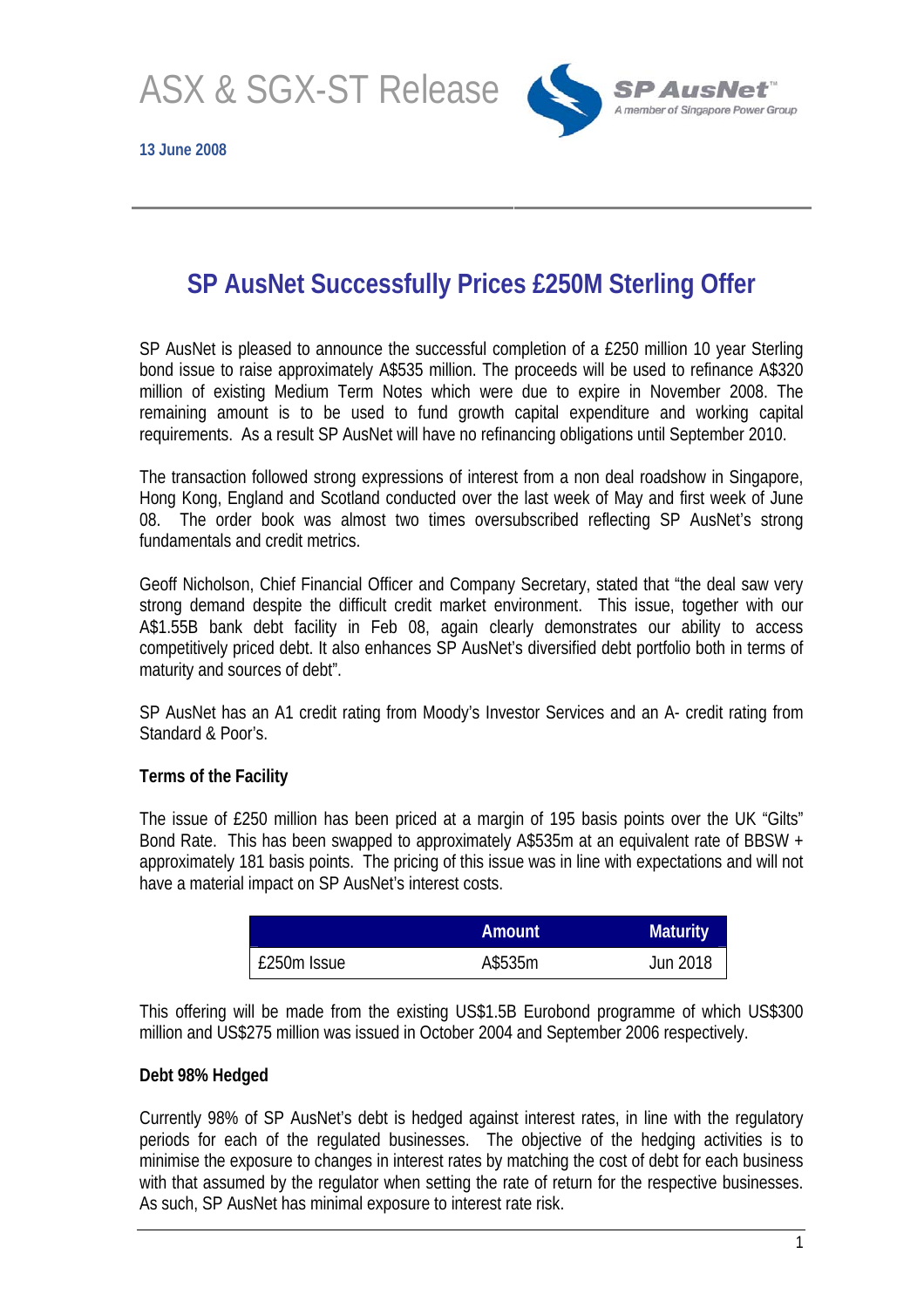ASX & SGX-ST Release

SP AusNet
A member of Singapore Power Group

**13 June 2008**

# SP AusNet Successfully Prices £250M Sterling Offer

SP AusNet is pleased to announce the successful completion of a £250 million 10 year Sterling bond issue to raise approximately A$535 million. The proceeds will be used to refinance A$320 million of existing Medium Term Notes which were due to expire in November 2008. The remaining amount is to be used to fund growth capital expenditure and working capital requirements. As a result SP AusNet will have no refinancing obligations until September 2010.

The transaction followed strong expressions of interest from a non deal roadshow in Singapore, Hong Kong, England and Scotland conducted over the last week of May and first week of June 08. The order book was almost two times oversubscribed reflecting SP AusNet's strong fundamentals and credit metrics.

Geoff Nicholson, Chief Financial Officer and Company Secretary, stated that "the deal saw very strong demand despite the difficult credit market environment. This issue, together with our A$1.55B bank debt facility in Feb 08, again clearly demonstrates our ability to access competitively priced debt. It also enhances SP AusNet's diversified debt portfolio both in terms of maturity and sources of debt".

SP AusNet has an A1 credit rating from Moody's Investor Services and an A- credit rating from Standard & Poor's.

**Terms of the Facility**

The issue of £250 million has been priced at a margin of 195 basis points over the UK "Gilts" Bond Rate. This has been swapped to approximately A$535m at an equivalent rate of BBSW + approximately 181 basis points. The pricing of this issue was in line with expectations and will not have a material impact on SP AusNet's interest costs.

| | Amount | Maturity |
|---|---|---|
| £250m Issue | A$535m | Jun 2018 |

This offering will be made from the existing US$1.5B Eurobond programme of which US$300 million and US$275 million was issued in October 2004 and September 2006 respectively.

**Debt 98% Hedged**

Currently 98% of SP AusNet's debt is hedged against interest rates, in line with the regulatory periods for each of the regulated businesses. The objective of the hedging activities is to minimise the exposure to changes in interest rates by matching the cost of debt for each business with that assumed by the regulator when setting the rate of return for the respective businesses. As such, SP AusNet has minimal exposure to interest rate risk.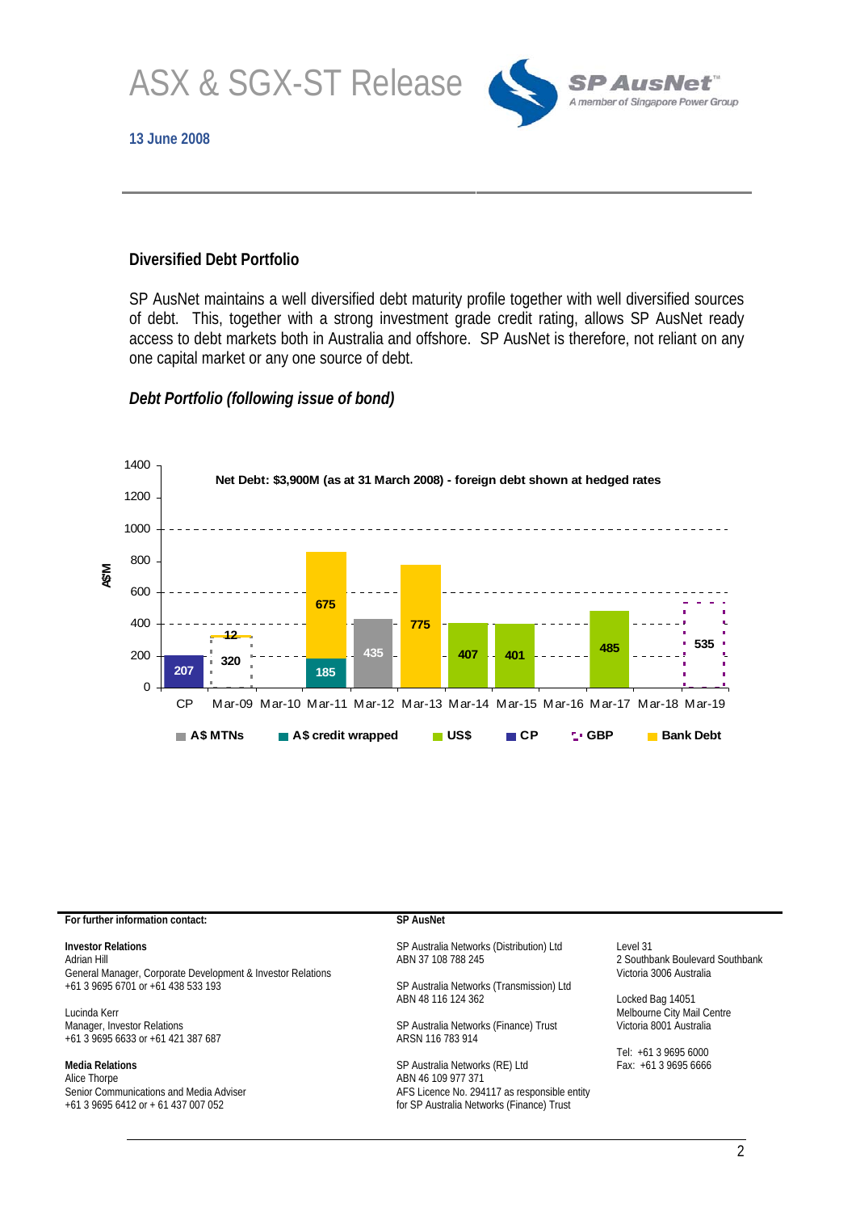# ASX & SGX-ST Release

**13 June 2008**

### Diversified Debt Portfolio

SP AusNet maintains a well diversified debt maturity profile together with well diversified sources of debt. This, together with a strong investment grade credit rating, allows SP AusNet ready access to debt markets both in Australia and offshore. SP AusNet is therefore, not reliant on any one capital market or any one source of debt.

***Debt Portfolio (following issue of bond)***

Net Debt: $3,900M (as at 31 March 2008) - foreign debt shown at hedged rates

A$M

1400
1200
1000
800
600
400
200
0

207
12
320
675
185
435
775
407
401
485
535

CP Mar-09 Mar-10 Mar-11 Mar-12 Mar-13 Mar-14 Mar-15 Mar-16 Mar-17 Mar-18 Mar-19

A$ MTNs A$ credit wrapped US$ CP GBP Bank Debt

**For further information contact:**

**Investor Relations**
Adrian Hill
General Manager, Corporate Development & Investor Relations
+61 3 9695 6701 or +61 438 533 193

Lucinda Kerr
Manager, Investor Relations
+61 3 9695 6633 or +61 421 387 687

**Media Relations**
Alice Thorpe
Senior Communications and Media Adviser
+61 3 9695 6412 or + 61 437 007 052

**SP AusNet**

SP Australia Networks (Distribution) Ltd
ABN 37 108 788 245

SP Australia Networks (Transmission) Ltd
ABN 48 116 124 362

SP Australia Networks (Finance) Trust
ARSN 116 783 914

SP Australia Networks (RE) Ltd
ABN 46 109 977 371
AFS Licence No. 294117 as responsible entity for SP Australia Networks (Finance) Trust

Level 31
2 Southbank Boulevard Southbank
Victoria 3006 Australia

Locked Bag 14051
Melbourne City Mail Centre
Victoria 8001 Australia

Tel: +61 3 9695 6000
Fax: +61 3 9695 6666